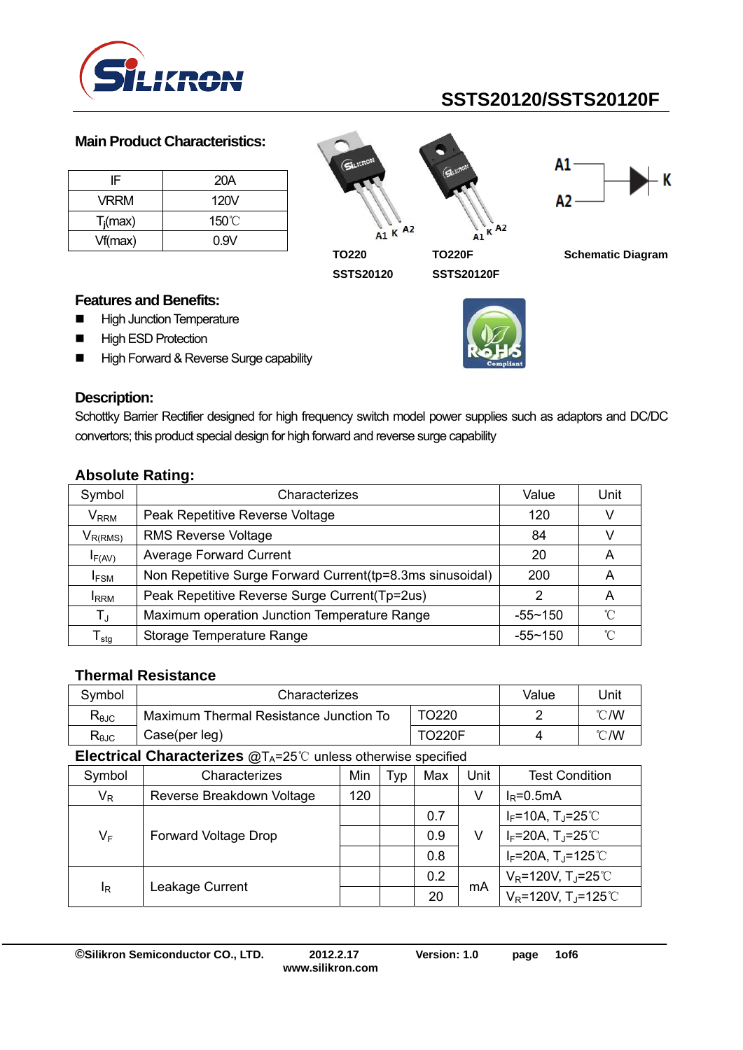# SSTS20120/SSTS20120F

## Main Product Characteristics:

| | |
|---|---|
| IF | 20A |
| VRRM | 120V |
| $T_j$(max) | 150℃ |
| Vf(max) | 0.9V |

TO220 SSTS20120

TO220F SSTS20120F

Schematic Diagram

## Features and Benefits:

- High Junction Temperature
- High ESD Protection
- High Forward & Reverse Surge capability

## Description:

Schottky Barrier Rectifier designed for high frequency switch model power supplies such as adaptors and DC/DC convertors; this product special design for high forward and reverse surge capability

## Absolute Rating:

| Symbol | Characterizes | Value | Unit |
|---|---|---|---|
| $V_{RRM}$ | Peak Repetitive Reverse Voltage | 120 | V |
| $V_{R(RMS)}$ | RMS Reverse Voltage | 84 | V |
| $I_{F(AV)}$ | Average Forward Current | 20 | A |
| $I_{FSM}$ | Non Repetitive Surge Forward Current(tp=8.3ms sinusoidal) | 200 | A |
| $I_{RRM}$ | Peak Repetitive Reverse Surge Current(Tp=2us) | 2 | A |
| $T_J$ | Maximum operation Junction Temperature Range | -55~150 | ℃ |
| $T_{stg}$ | Storage Temperature Range | -55~150 | ℃ |

## Thermal Resistance

| Symbol | Characterizes | | Value | Unit |
|---|---|---|---|---|
| $R_{\theta JC}$ | Maximum Thermal Resistance Junction To Case(per leg) | TO220 | 2 | ℃/W |
| $R_{\theta JC}$ | | TO220F | 4 | ℃/W |

## Electrical Characterizes @$T_A$=25℃ unless otherwise specified

| Symbol | Characterizes | Min | Typ | Max | Unit | Test Condition |
|---|---|---|---|---|---|---|
| $V_R$ | Reverse Breakdown Voltage | 120 | | | V | $I_R$=0.5mA |
| $V_F$ | Forward Voltage Drop | | | 0.7 | V | $I_F$=10A, $T_J$=25℃ |
| | | | | 0.9 | | $I_F$=20A, $T_J$=25℃ |
| | | | | 0.8 | | $I_F$=20A, $T_J$=125℃ |
| $I_R$ | Leakage Current | | | 0.2 | mA | $V_R$=120V, $T_J$=25℃ |
| | | | | 20 | | $V_R$=120V, $T_J$=125℃ |

©Silikron Semiconductor CO., LTD. 2012.2.17 Version: 1.0 www.silikron.com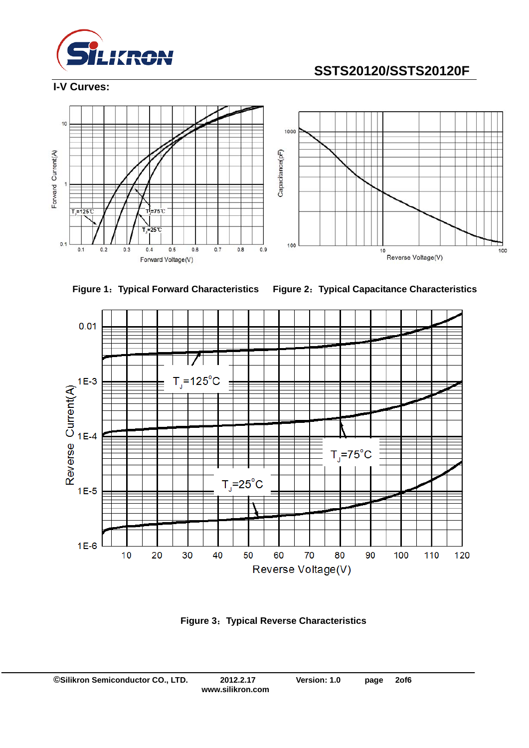## I-V Curves:

Figure 1：Typical Forward Characteristics

Figure 2：Typical Capacitance Characteristics

Figure 3：Typical Reverse Characteristics

©Silikron Semiconductor CO., LTD. 2012.2.17 Version: 1.0

www.silikron.com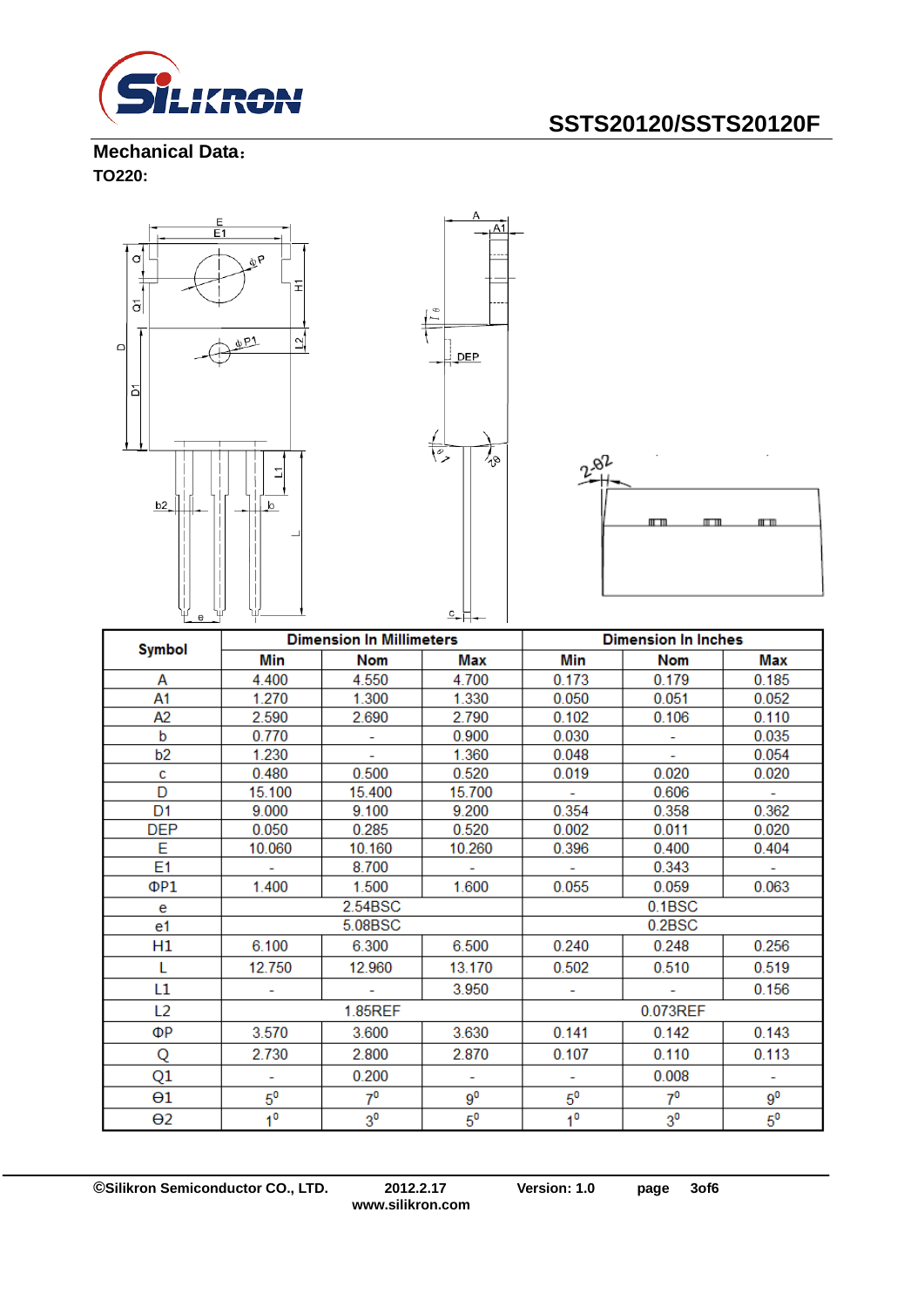**Mechanical Data：**

**TO220:**

| Symbol | Dimension In Millimeters | | | Dimension In Inches | | |
|---|---|---|---|---|---|---|
| | Min | Nom | Max | Min | Nom | Max |
| A | 4.400 | 4.550 | 4.700 | 0.173 | 0.179 | 0.185 |
| A1 | 1.270 | 1.300 | 1.330 | 0.050 | 0.051 | 0.052 |
| A2 | 2.590 | 2.690 | 2.790 | 0.102 | 0.106 | 0.110 |
| b | 0.770 | - | 0.900 | 0.030 | - | 0.035 |
| b2 | 1.230 | - | 1.360 | 0.048 | - | 0.054 |
| c | 0.480 | 0.500 | 0.520 | 0.019 | 0.020 | 0.020 |
| D | 15.100 | 15.400 | 15.700 | - | 0.606 | - |
| D1 | 9.000 | 9.100 | 9.200 | 0.354 | 0.358 | 0.362 |
| DEP | 0.050 | 0.285 | 0.520 | 0.002 | 0.011 | 0.020 |
| E | 10.060 | 10.160 | 10.260 | 0.396 | 0.400 | 0.404 |
| E1 | - | 8.700 | - | - | 0.343 | - |
| ΦP1 | 1.400 | 1.500 | 1.600 | 0.055 | 0.059 | 0.063 |
| e | | 2.54BSC | | | 0.1BSC | |
| e1 | | 5.08BSC | | | 0.2BSC | |
| H1 | 6.100 | 6.300 | 6.500 | 0.240 | 0.248 | 0.256 |
| L | 12.750 | 12.960 | 13.170 | 0.502 | 0.510 | 0.519 |
| L1 | - | - | 3.950 | - | - | 0.156 |
| L2 | | 1.85REF | | | 0.073REF | |
| ΦP | 3.570 | 3.600 | 3.630 | 0.141 | 0.142 | 0.143 |
| Q | 2.730 | 2.800 | 2.870 | 0.107 | 0.110 | 0.113 |
| Q1 | - | 0.200 | - | - | 0.008 | - |
| Θ1 | $5^0$ | $7^0$ | $9^0$ | $5^0$ | $7^0$ | $9^0$ |
| Θ2 | $1^0$ | $3^0$ | $5^0$ | $1^0$ | $3^0$ | $5^0$ |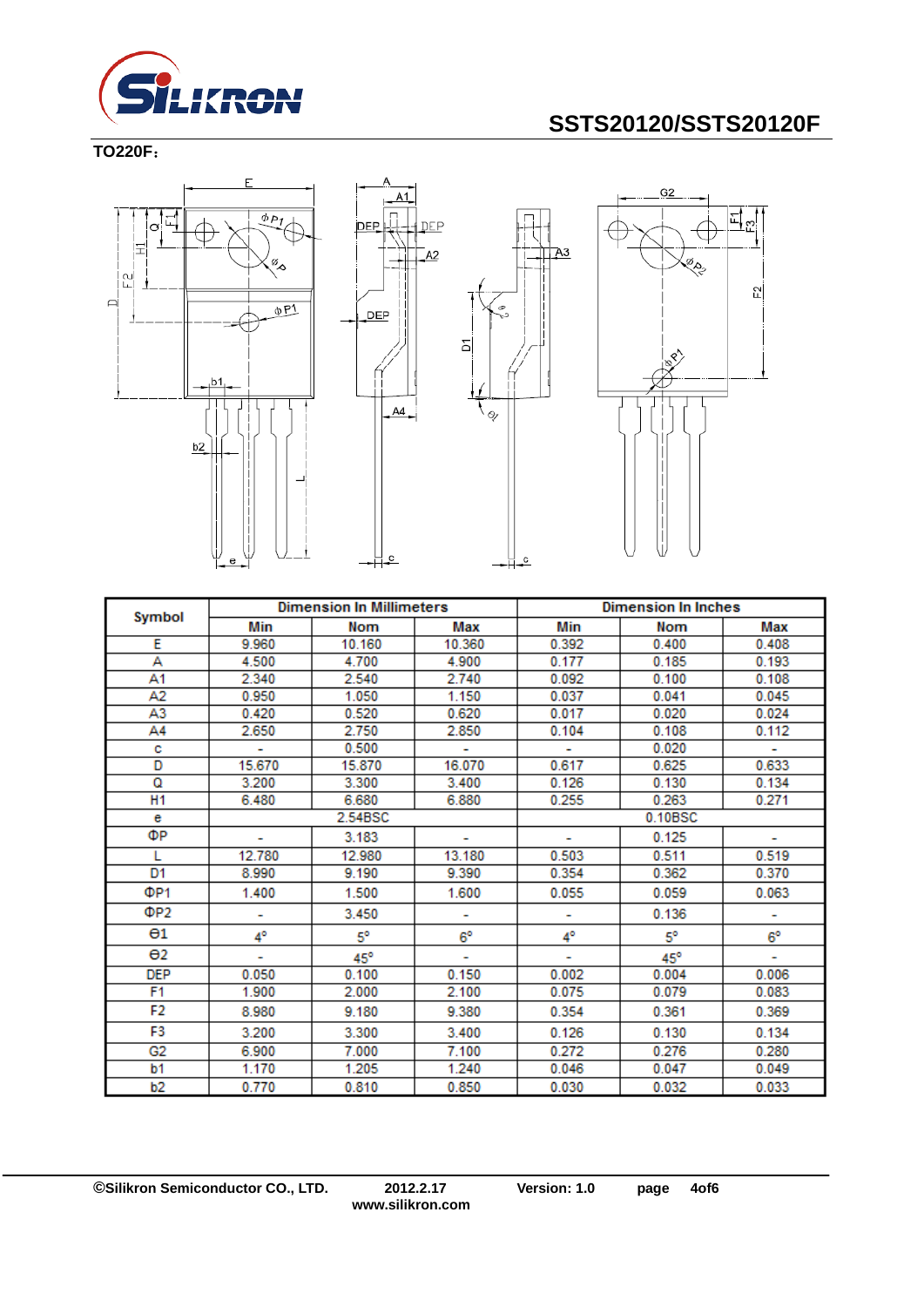**TO220F：**

| Symbol | Dimension In Millimeters | | | Dimension In Inches | | |
|---|---|---|---|---|---|---|
| | Min | Nom | Max | Min | Nom | Max |
| E | 9.960 | 10.160 | 10.360 | 0.392 | 0.400 | 0.408 |
| A | 4.500 | 4.700 | 4.900 | 0.177 | 0.185 | 0.193 |
| A1 | 2.340 | 2.540 | 2.740 | 0.092 | 0.100 | 0.108 |
| A2 | 0.950 | 1.050 | 1.150 | 0.037 | 0.041 | 0.045 |
| A3 | 0.420 | 0.520 | 0.620 | 0.017 | 0.020 | 0.024 |
| A4 | 2.650 | 2.750 | 2.850 | 0.104 | 0.108 | 0.112 |
| c | - | 0.500 | - | - | 0.020 | - |
| D | 15.670 | 15.870 | 16.070 | 0.617 | 0.625 | 0.633 |
| Q | 3.200 | 3.300 | 3.400 | 0.126 | 0.130 | 0.134 |
| H1 | 6.480 | 6.680 | 6.880 | 0.255 | 0.263 | 0.271 |
| e | | 2.54BSC | | | 0.10BSC | |
| ΦP | - | 3.183 | - | - | 0.125 | - |
| L | 12.780 | 12.980 | 13.180 | 0.503 | 0.511 | 0.519 |
| D1 | 8.990 | 9.190 | 9.390 | 0.354 | 0.362 | 0.370 |
| ΦP1 | 1.400 | 1.500 | 1.600 | 0.055 | 0.059 | 0.063 |
| ΦP2 | - | 3.450 | - | - | 0.136 | - |
| Θ1 | 4° | 5° | 6° | 4° | 5° | 6° |
| Θ2 | - | 45° | - | - | 45° | - |
| DEP | 0.050 | 0.100 | 0.150 | 0.002 | 0.004 | 0.006 |
| F1 | 1.900 | 2.000 | 2.100 | 0.075 | 0.079 | 0.083 |
| F2 | 8.980 | 9.180 | 9.380 | 0.354 | 0.361 | 0.369 |
| F3 | 3.200 | 3.300 | 3.400 | 0.126 | 0.130 | 0.134 |
| G2 | 6.900 | 7.000 | 7.100 | 0.272 | 0.276 | 0.280 |
| b1 | 1.170 | 1.205 | 1.240 | 0.046 | 0.047 | 0.049 |
| b2 | 0.770 | 0.810 | 0.850 | 0.030 | 0.032 | 0.033 |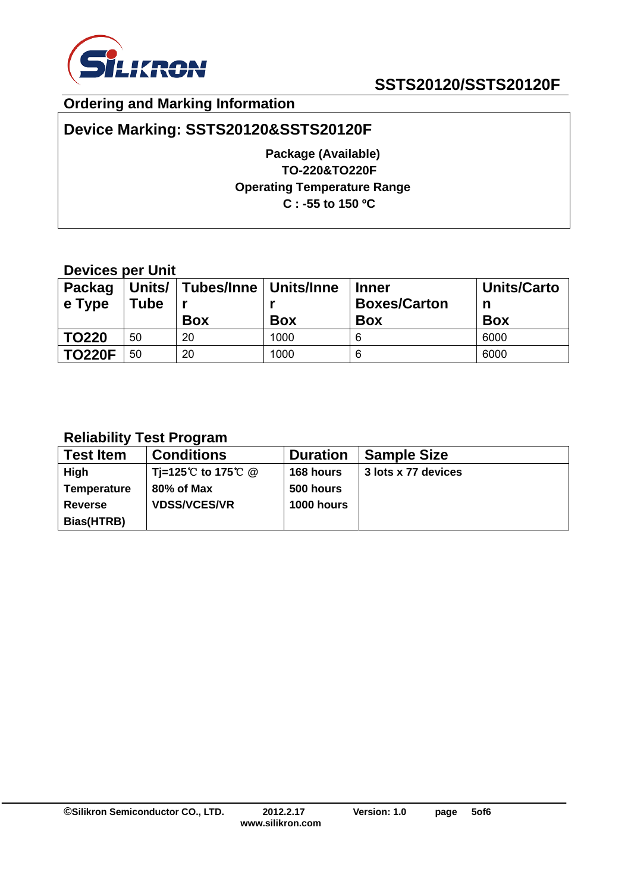## Ordering and Marking Information

**Device Marking: SSTS20120&SSTS20120F**

**Package (Available)**
**TO-220&TO220F**
**Operating Temperature Range**
**C : -55 to 150 ºC**

### Devices per Unit

| Package Type | Units/ Tube | Tubes/Inner Box | Units/Inner Box | Inner Boxes/Carton Box | Units/Carton Box |
|---|---|---|---|---|---|
| **TO220** | 50 | 20 | 1000 | 6 | 6000 |
| **TO220F** | 50 | 20 | 1000 | 6 | 6000 |

### Reliability Test Program

| Test Item | Conditions | Duration | Sample Size |
|---|---|---|---|
| **High Temperature Reverse Bias(HTRB)** | **Tj=125℃ to 175℃ @ 80% of Max VDSS/VCES/VR** | **168 hours<br>500 hours<br>1000 hours** | **3 lots x 77 devices** |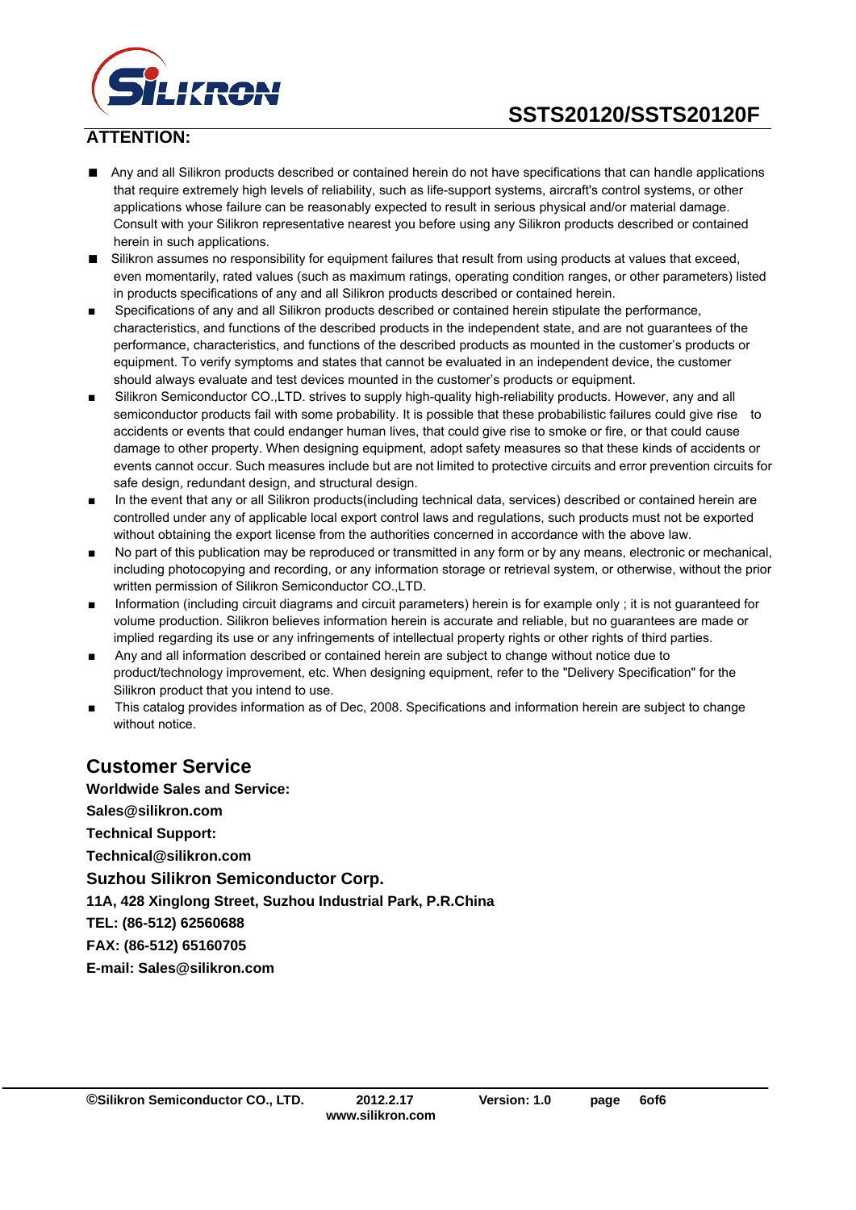## ATTENTION:

- Any and all Silikron products described or contained herein do not have specifications that can handle applications that require extremely high levels of reliability, such as life-support systems, aircraft's control systems, or other applications whose failure can be reasonably expected to result in serious physical and/or material damage. Consult with your Silikron representative nearest you before using any Silikron products described or contained herein in such applications.
- Silikron assumes no responsibility for equipment failures that result from using products at values that exceed, even momentarily, rated values (such as maximum ratings, operating condition ranges, or other parameters) listed in products specifications of any and all Silikron products described or contained herein.
- Specifications of any and all Silikron products described or contained herein stipulate the performance, characteristics, and functions of the described products in the independent state, and are not guarantees of the performance, characteristics, and functions of the described products as mounted in the customer's products or equipment. To verify symptoms and states that cannot be evaluated in an independent device, the customer should always evaluate and test devices mounted in the customer's products or equipment.
- Silikron Semiconductor CO.,LTD. strives to supply high-quality high-reliability products. However, any and all semiconductor products fail with some probability. It is possible that these probabilistic failures could give rise to accidents or events that could endanger human lives, that could give rise to smoke or fire, or that could cause damage to other property. When designing equipment, adopt safety measures so that these kinds of accidents or events cannot occur. Such measures include but are not limited to protective circuits and error prevention circuits for safe design, redundant design, and structural design.
- In the event that any or all Silikron products(including technical data, services) described or contained herein are controlled under any of applicable local export control laws and regulations, such products must not be exported without obtaining the export license from the authorities concerned in accordance with the above law.
- No part of this publication may be reproduced or transmitted in any form or by any means, electronic or mechanical, including photocopying and recording, or any information storage or retrieval system, or otherwise, without the prior written permission of Silikron Semiconductor CO.,LTD.
- Information (including circuit diagrams and circuit parameters) herein is for example only ; it is not guaranteed for volume production. Silikron believes information herein is accurate and reliable, but no guarantees are made or implied regarding its use or any infringements of intellectual property rights or other rights of third parties.
- Any and all information described or contained herein are subject to change without notice due to product/technology improvement, etc. When designing equipment, refer to the "Delivery Specification" for the Silikron product that you intend to use.
- This catalog provides information as of Dec, 2008. Specifications and information herein are subject to change without notice.

## Customer Service

**Worldwide Sales and Service:**

**Sales@silikron.com**

**Technical Support:**

**Technical@silikron.com**

### Suzhou Silikron Semiconductor Corp.

**11A, 428 Xinglong Street, Suzhou Industrial Park, P.R.China**

**TEL: (86-512) 62560688**

**FAX: (86-512) 65160705**

**E-mail: Sales@silikron.com**